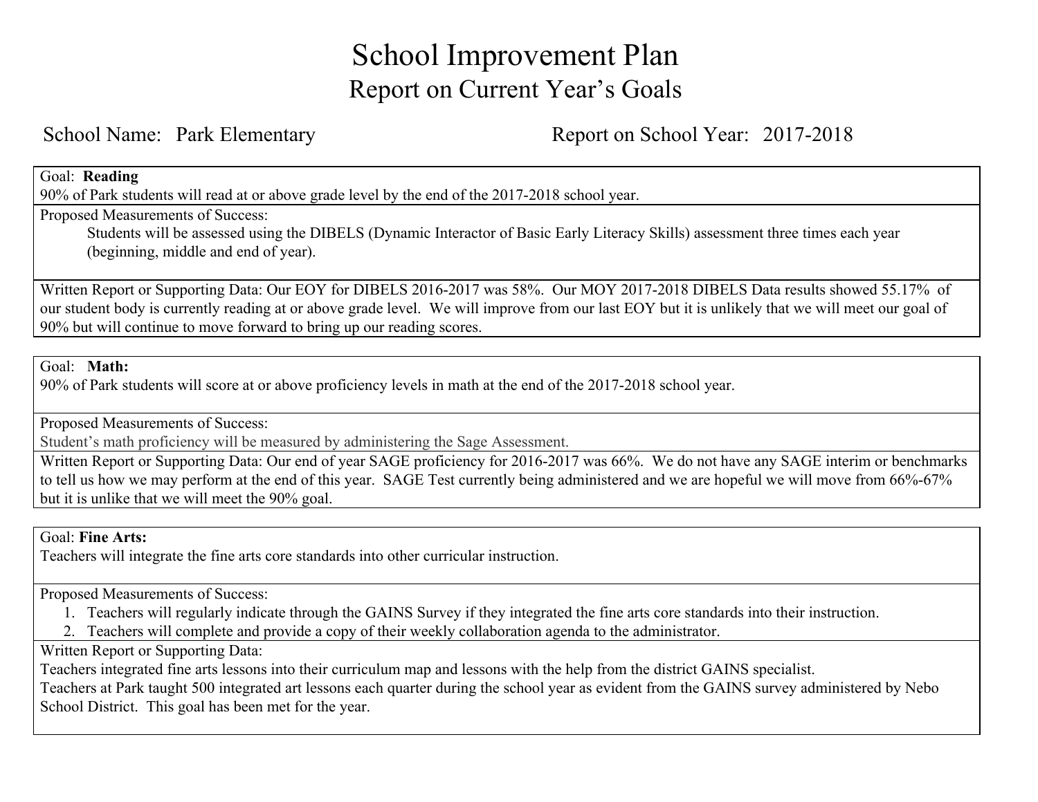# School Improvement Plan

## Report on Current Year's Goals

School Name: Park Elementary

Report on School Year: 2017-2018

Goal: **Reading**

90% of Park students will read at or above grade level by the end of the 2017-2018 school year.

Proposed Measurements of Success:

Students will be assessed using the DIBELS (Dynamic Interactor of Basic Early Literacy Skills) assessment three times each year (beginning, middle and end of year).

Written Report or Supporting Data: Our EOY for DIBELS 2016-2017 was 58%. Our MOY 2017-2018 DIBELS Data results showed 55.17% of our student body is currently reading at or above grade level. We will improve from our last EOY but it is unlikely that we will meet our goal of 90% but will continue to move forward to bring up our reading scores.

Goal: **Math:**

90% of Park students will score at or above proficiency levels in math at the end of the 2017-2018 school year.

Proposed Measurements of Success:

Student's math proficiency will be measured by administering the Sage Assessment.

Written Report or Supporting Data: Our end of year SAGE proficiency for 2016-2017 was 66%. We do not have any SAGE interim or benchmarks to tell us how we may perform at the end of this year. SAGE Test currently being administered and we are hopeful we will move from 66%-67% but it is unlike that we will meet the 90% goal.

Goal: **Fine Arts:**

Teachers will integrate the fine arts core standards into other curricular instruction.

Proposed Measurements of Success:

1. Teachers will regularly indicate through the GAINS Survey if they integrated the fine arts core standards into their instruction.
2. Teachers will complete and provide a copy of their weekly collaboration agenda to the administrator.

Written Report or Supporting Data:

Teachers integrated fine arts lessons into their curriculum map and lessons with the help from the district GAINS specialist.

Teachers at Park taught 500 integrated art lessons each quarter during the school year as evident from the GAINS survey administered by Nebo School District. This goal has been met for the year.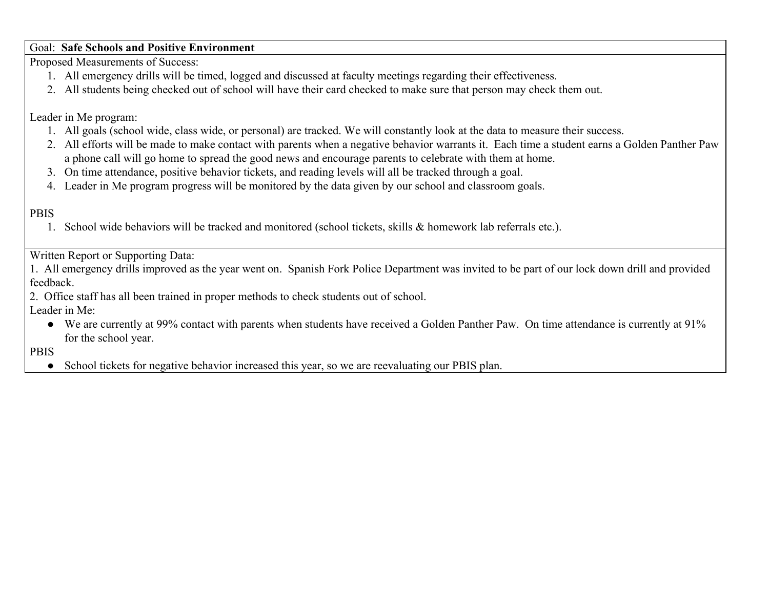Goal: **Safe Schools and Positive Environment**

Proposed Measurements of Success:

1. All emergency drills will be timed, logged and discussed at faculty meetings regarding their effectiveness.
2. All students being checked out of school will have their card checked to make sure that person may check them out.

Leader in Me program:

1. All goals (school wide, class wide, or personal) are tracked. We will constantly look at the data to measure their success.
2. All efforts will be made to make contact with parents when a negative behavior warrants it. Each time a student earns a Golden Panther Paw a phone call will go home to spread the good news and encourage parents to celebrate with them at home.
3. On time attendance, positive behavior tickets, and reading levels will all be tracked through a goal.
4. Leader in Me program progress will be monitored by the data given by our school and classroom goals.

PBIS

1. School wide behaviors will be tracked and monitored (school tickets, skills & homework lab referrals etc.).

Written Report or Supporting Data:

1. All emergency drills improved as the year went on. Spanish Fork Police Department was invited to be part of our lock down drill and provided feedback.
2. Office staff has all been trained in proper methods to check students out of school.

Leader in Me:

- We are currently at 99% contact with parents when students have received a Golden Panther Paw. On time attendance is currently at 91% for the school year.

PBIS

- School tickets for negative behavior increased this year, so we are reevaluating our PBIS plan.